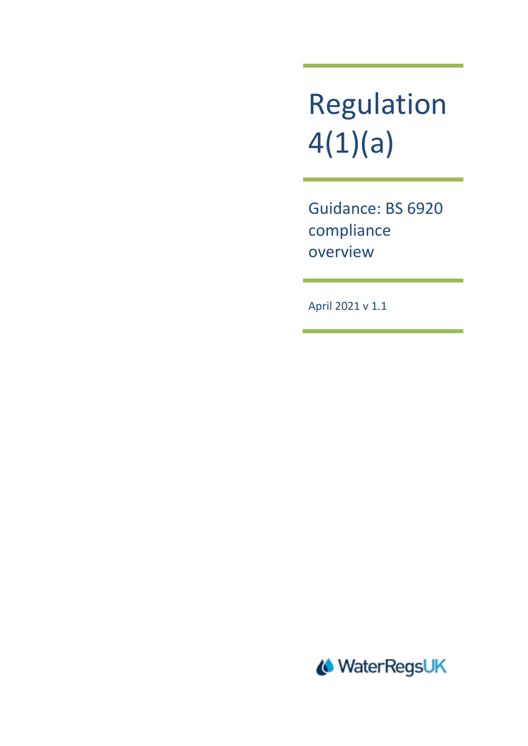# Regulation 4(1)(a)

## Guidance: BS 6920 compliance overview

April 2021 v 1.1

WaterRegsUK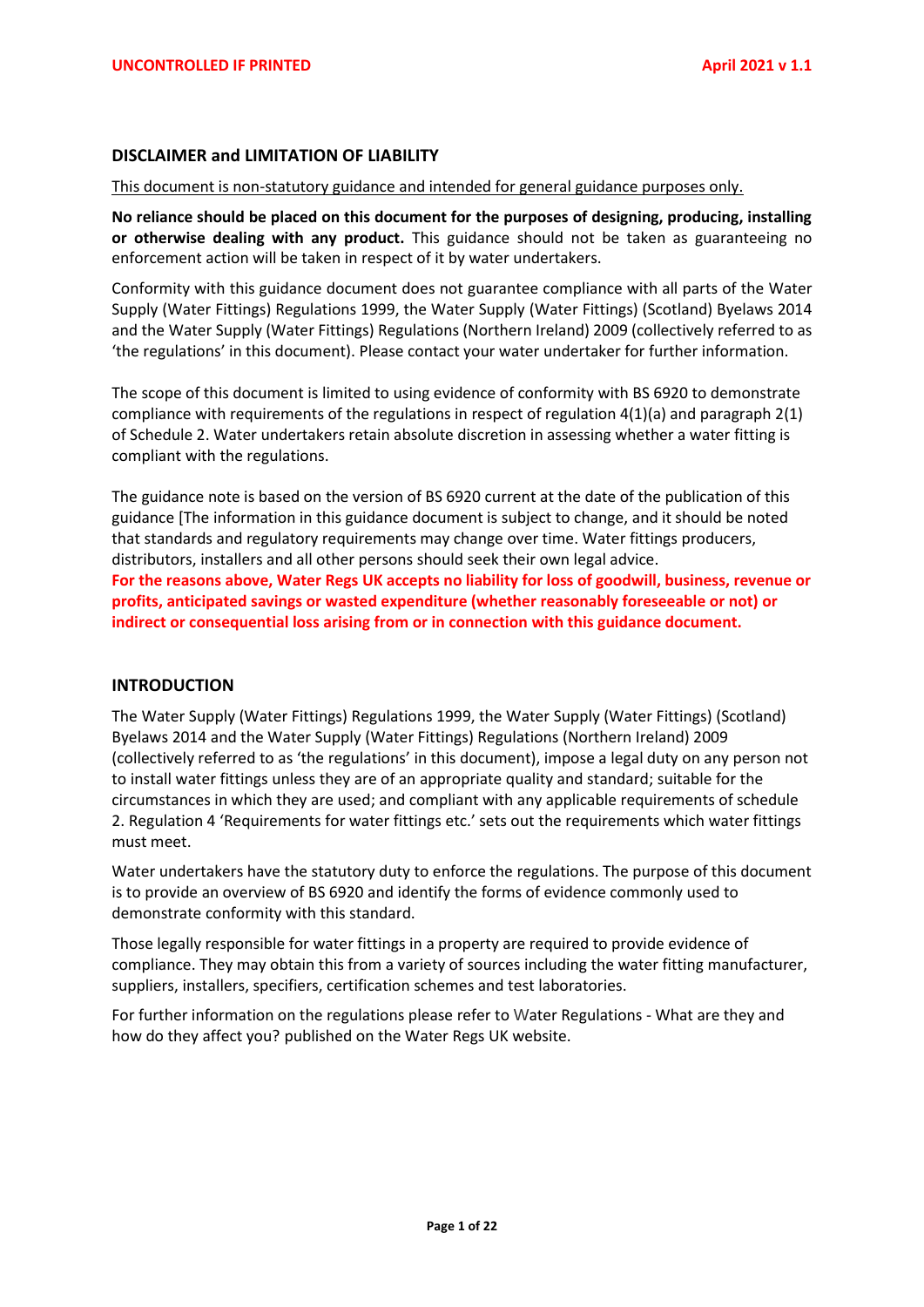## DISCLAIMER and LIMITATION OF LIABILITY

This document is non-statutory guidance and intended for general guidance purposes only.

**No reliance should be placed on this document for the purposes of designing, producing, installing or otherwise dealing with any product.** This guidance should not be taken as guaranteeing no enforcement action will be taken in respect of it by water undertakers.

Conformity with this guidance document does not guarantee compliance with all parts of the Water Supply (Water Fittings) Regulations 1999, the Water Supply (Water Fittings) (Scotland) Byelaws 2014 and the Water Supply (Water Fittings) Regulations (Northern Ireland) 2009 (collectively referred to as 'the regulations' in this document). Please contact your water undertaker for further information.

The scope of this document is limited to using evidence of conformity with BS 6920 to demonstrate compliance with requirements of the regulations in respect of regulation 4(1)(a) and paragraph 2(1) of Schedule 2. Water undertakers retain absolute discretion in assessing whether a water fitting is compliant with the regulations.

The guidance note is based on the version of BS 6920 current at the date of the publication of this guidance [The information in this guidance document is subject to change, and it should be noted that standards and regulatory requirements may change over time. Water fittings producers, distributors, installers and all other persons should seek their own legal advice.

**For the reasons above, Water Regs UK accepts no liability for loss of goodwill, business, revenue or profits, anticipated savings or wasted expenditure (whether reasonably foreseeable or not) or indirect or consequential loss arising from or in connection with this guidance document.**

## INTRODUCTION

The Water Supply (Water Fittings) Regulations 1999, the Water Supply (Water Fittings) (Scotland) Byelaws 2014 and the Water Supply (Water Fittings) Regulations (Northern Ireland) 2009 (collectively referred to as 'the regulations' in this document), impose a legal duty on any person not to install water fittings unless they are of an appropriate quality and standard; suitable for the circumstances in which they are used; and compliant with any applicable requirements of schedule 2. Regulation 4 'Requirements for water fittings etc.' sets out the requirements which water fittings must meet.

Water undertakers have the statutory duty to enforce the regulations. The purpose of this document is to provide an overview of BS 6920 and identify the forms of evidence commonly used to demonstrate conformity with this standard.

Those legally responsible for water fittings in a property are required to provide evidence of compliance. They may obtain this from a variety of sources including the water fitting manufacturer, suppliers, installers, specifiers, certification schemes and test laboratories.

For further information on the regulations please refer to Water Regulations - What are they and how do they affect you? published on the Water Regs UK website.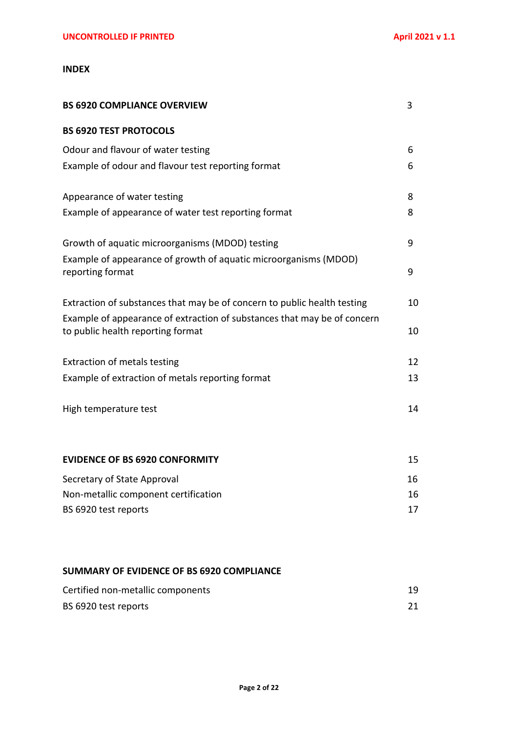**INDEX**

| | |
|---|---|
| **BS 6920 COMPLIANCE OVERVIEW** | 3 |
| **BS 6920 TEST PROTOCOLS** | |
| Odour and flavour of water testing | 6 |
| Example of odour and flavour test reporting format | 6 |
| Appearance of water testing | 8 |
| Example of appearance of water test reporting format | 8 |
| Growth of aquatic microorganisms (MDOD) testing | 9 |
| Example of appearance of growth of aquatic microorganisms (MDOD) reporting format | 9 |
| Extraction of substances that may be of concern to public health testing | 10 |
| Example of appearance of extraction of substances that may be of concern to public health reporting format | 10 |
| Extraction of metals testing | 12 |
| Example of extraction of metals reporting format | 13 |
| High temperature test | 14 |
| **EVIDENCE OF BS 6920 CONFORMITY** | 15 |
| Secretary of State Approval | 16 |
| Non-metallic component certification | 16 |
| BS 6920 test reports | 17 |
| **SUMMARY OF EVIDENCE OF BS 6920 COMPLIANCE** | |
| Certified non-metallic components | 19 |
| BS 6920 test reports | 21 |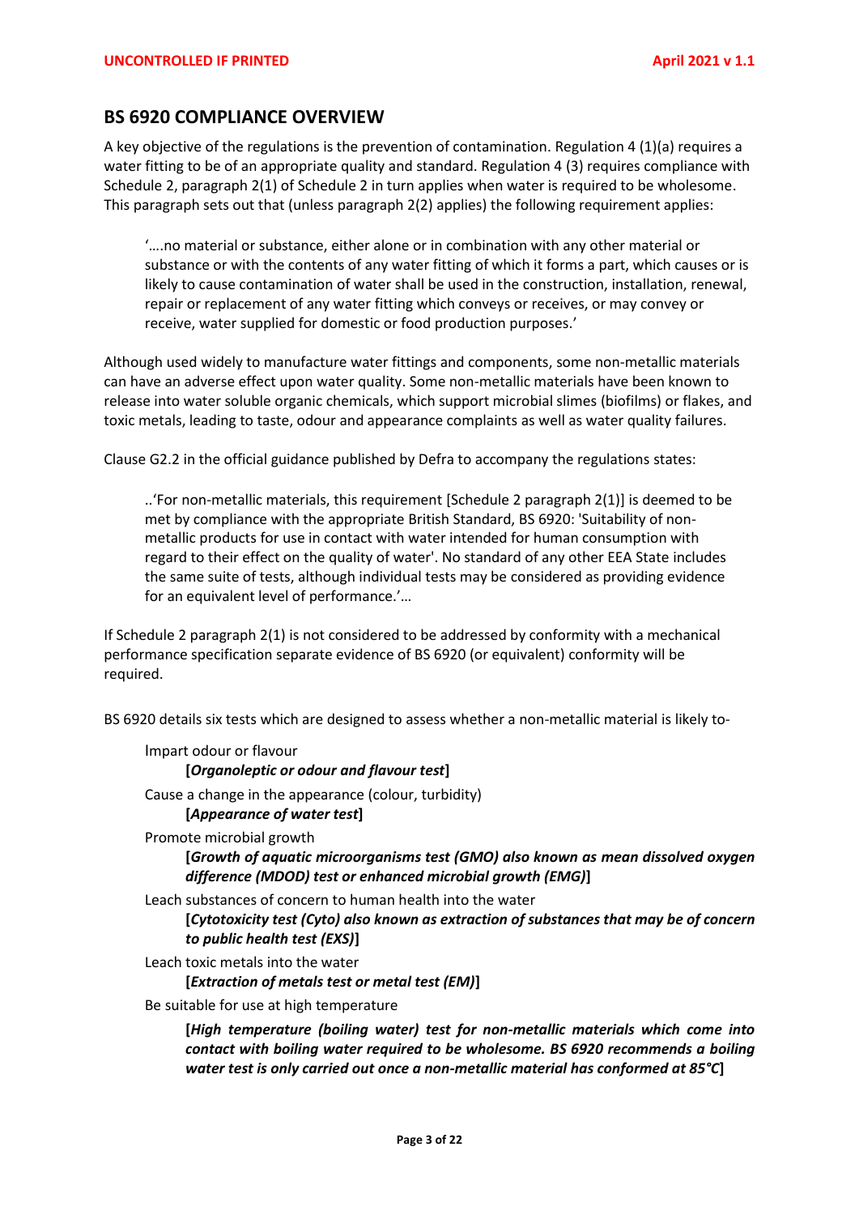## BS 6920 COMPLIANCE OVERVIEW

A key objective of the regulations is the prevention of contamination. Regulation 4 (1)(a) requires a water fitting to be of an appropriate quality and standard. Regulation 4 (3) requires compliance with Schedule 2, paragraph 2(1) of Schedule 2 in turn applies when water is required to be wholesome. This paragraph sets out that (unless paragraph 2(2) applies) the following requirement applies:

> '….no material or substance, either alone or in combination with any other material or substance or with the contents of any water fitting of which it forms a part, which causes or is likely to cause contamination of water shall be used in the construction, installation, renewal, repair or replacement of any water fitting which conveys or receives, or may convey or receive, water supplied for domestic or food production purposes.'

Although used widely to manufacture water fittings and components, some non-metallic materials can have an adverse effect upon water quality. Some non-metallic materials have been known to release into water soluble organic chemicals, which support microbial slimes (biofilms) or flakes, and toxic metals, leading to taste, odour and appearance complaints as well as water quality failures.

Clause G2.2 in the official guidance published by Defra to accompany the regulations states:

> ..'For non-metallic materials, this requirement [Schedule 2 paragraph 2(1)] is deemed to be met by compliance with the appropriate British Standard, BS 6920: 'Suitability of non-metallic products for use in contact with water intended for human consumption with regard to their effect on the quality of water'. No standard of any other EEA State includes the same suite of tests, although individual tests may be considered as providing evidence for an equivalent level of performance.'…

If Schedule 2 paragraph 2(1) is not considered to be addressed by conformity with a mechanical performance specification separate evidence of BS 6920 (or equivalent) conformity will be required.

BS 6920 details six tests which are designed to assess whether a non-metallic material is likely to-

- Impart odour or flavour
  **[*Organoleptic or odour and flavour test*]**
- Cause a change in the appearance (colour, turbidity)
  **[*Appearance of water test*]**
- Promote microbial growth
  **[*Growth of aquatic microorganisms test (GMO) also known as mean dissolved oxygen difference (MDOD) test or enhanced microbial growth (EMG)*]**
- Leach substances of concern to human health into the water
  **[*Cytotoxicity test (Cyto) also known as extraction of substances that may be of concern to public health test (EXS)*]**
- Leach toxic metals into the water
  **[*Extraction of metals test or metal test (EM)*]**
- Be suitable for use at high temperature
  **[*High temperature (boiling water) test for non-metallic materials which come into contact with boiling water required to be wholesome. BS 6920 recommends a boiling water test is only carried out once a non-metallic material has conformed at 85°C*]**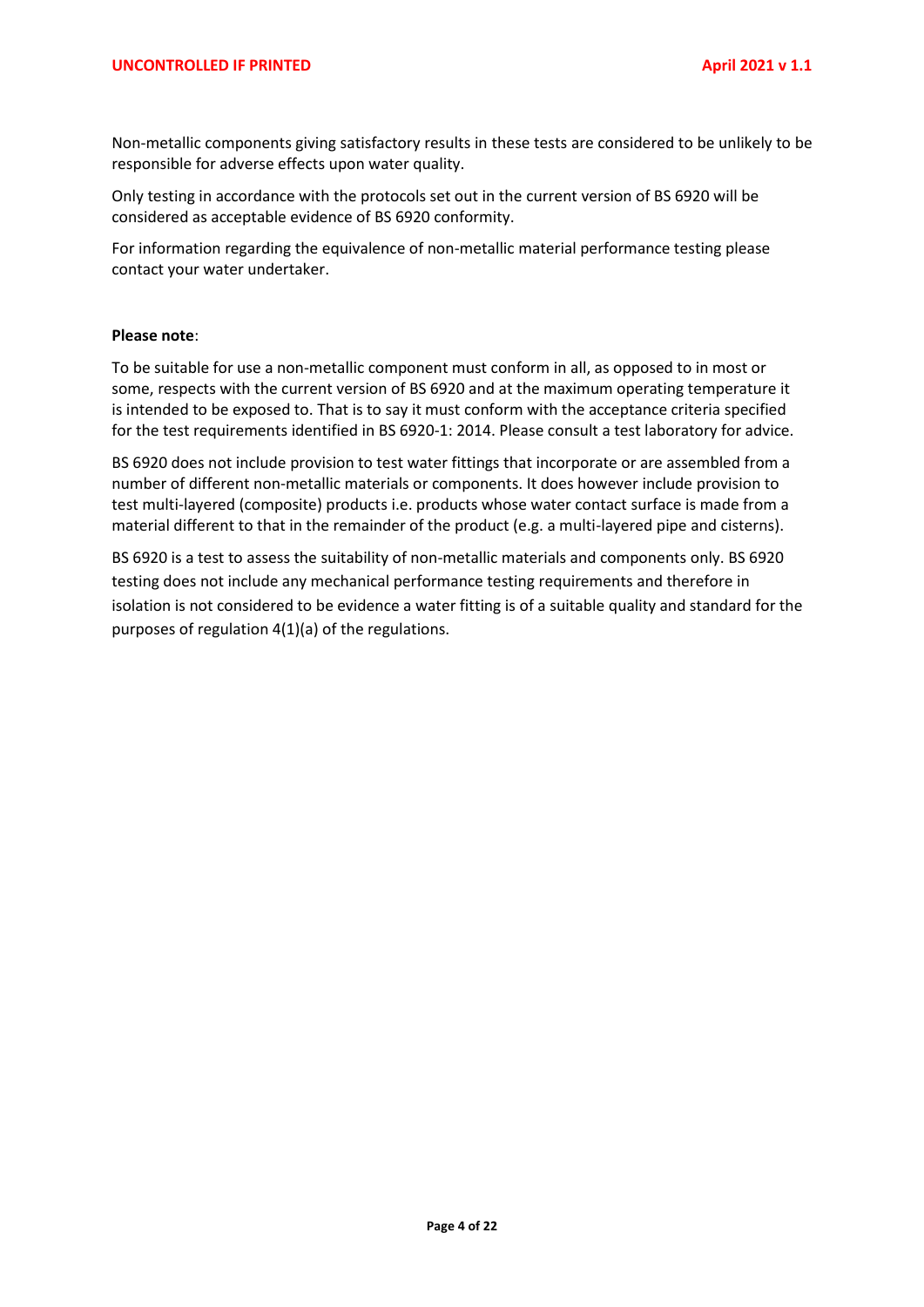Non-metallic components giving satisfactory results in these tests are considered to be unlikely to be responsible for adverse effects upon water quality.

Only testing in accordance with the protocols set out in the current version of BS 6920 will be considered as acceptable evidence of BS 6920 conformity.

For information regarding the equivalence of non-metallic material performance testing please contact your water undertaker.

**Please note**:

To be suitable for use a non-metallic component must conform in all, as opposed to in most or some, respects with the current version of BS 6920 and at the maximum operating temperature it is intended to be exposed to. That is to say it must conform with the acceptance criteria specified for the test requirements identified in BS 6920-1: 2014. Please consult a test laboratory for advice.

BS 6920 does not include provision to test water fittings that incorporate or are assembled from a number of different non-metallic materials or components. It does however include provision to test multi-layered (composite) products i.e. products whose water contact surface is made from a material different to that in the remainder of the product (e.g. a multi-layered pipe and cisterns).

BS 6920 is a test to assess the suitability of non-metallic materials and components only. BS 6920 testing does not include any mechanical performance testing requirements and therefore in isolation is not considered to be evidence a water fitting is of a suitable quality and standard for the purposes of regulation 4(1)(a) of the regulations.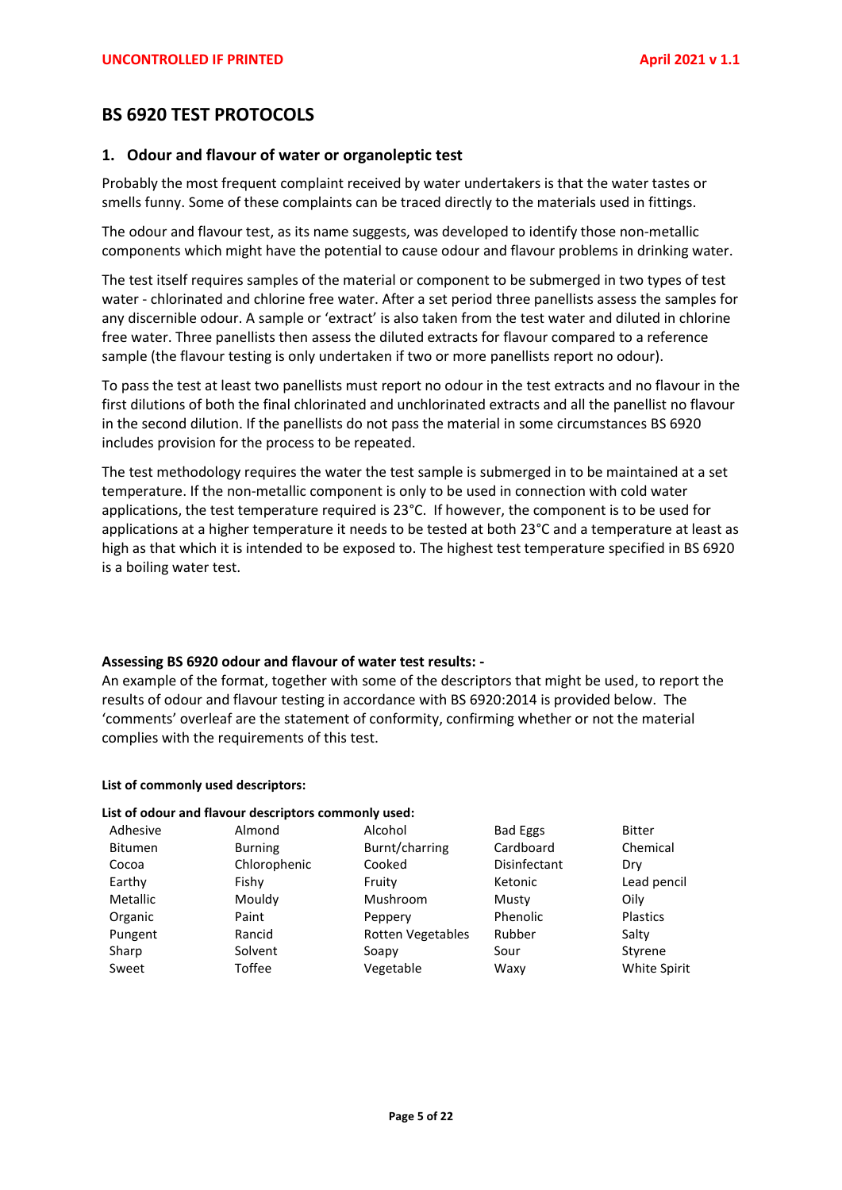# BS 6920 TEST PROTOCOLS

## 1. Odour and flavour of water or organoleptic test

Probably the most frequent complaint received by water undertakers is that the water tastes or smells funny. Some of these complaints can be traced directly to the materials used in fittings.

The odour and flavour test, as its name suggests, was developed to identify those non-metallic components which might have the potential to cause odour and flavour problems in drinking water.

The test itself requires samples of the material or component to be submerged in two types of test water - chlorinated and chlorine free water. After a set period three panellists assess the samples for any discernible odour. A sample or 'extract' is also taken from the test water and diluted in chlorine free water. Three panellists then assess the diluted extracts for flavour compared to a reference sample (the flavour testing is only undertaken if two or more panellists report no odour).

To pass the test at least two panellists must report no odour in the test extracts and no flavour in the first dilutions of both the final chlorinated and unchlorinated extracts and all the panellist no flavour in the second dilution. If the panellists do not pass the material in some circumstances BS 6920 includes provision for the process to be repeated.

The test methodology requires the water the test sample is submerged in to be maintained at a set temperature. If the non-metallic component is only to be used in connection with cold water applications, the test temperature required is 23°C. If however, the component is to be used for applications at a higher temperature it needs to be tested at both 23°C and a temperature at least as high as that which it is intended to be exposed to. The highest test temperature specified in BS 6920 is a boiling water test.

**Assessing BS 6920 odour and flavour of water test results: -**
An example of the format, together with some of the descriptors that might be used, to report the results of odour and flavour testing in accordance with BS 6920:2014 is provided below. The 'comments' overleaf are the statement of conformity, confirming whether or not the material complies with the requirements of this test.

**List of commonly used descriptors:**

**List of odour and flavour descriptors commonly used:**

| | | | | |
|---|---|---|---|---|
| Adhesive | Almond | Alcohol | Bad Eggs | Bitter |
| Bitumen | Burning | Burnt/charring | Cardboard | Chemical |
| Cocoa | Chlorophenic | Cooked | Disinfectant | Dry |
| Earthy | Fishy | Fruity | Ketonic | Lead pencil |
| Metallic | Mouldy | Mushroom | Musty | Oily |
| Organic | Paint | Peppery | Phenolic | Plastics |
| Pungent | Rancid | Rotten Vegetables | Rubber | Salty |
| Sharp | Solvent | Soapy | Sour | Styrene |
| Sweet | Toffee | Vegetable | Waxy | White Spirit |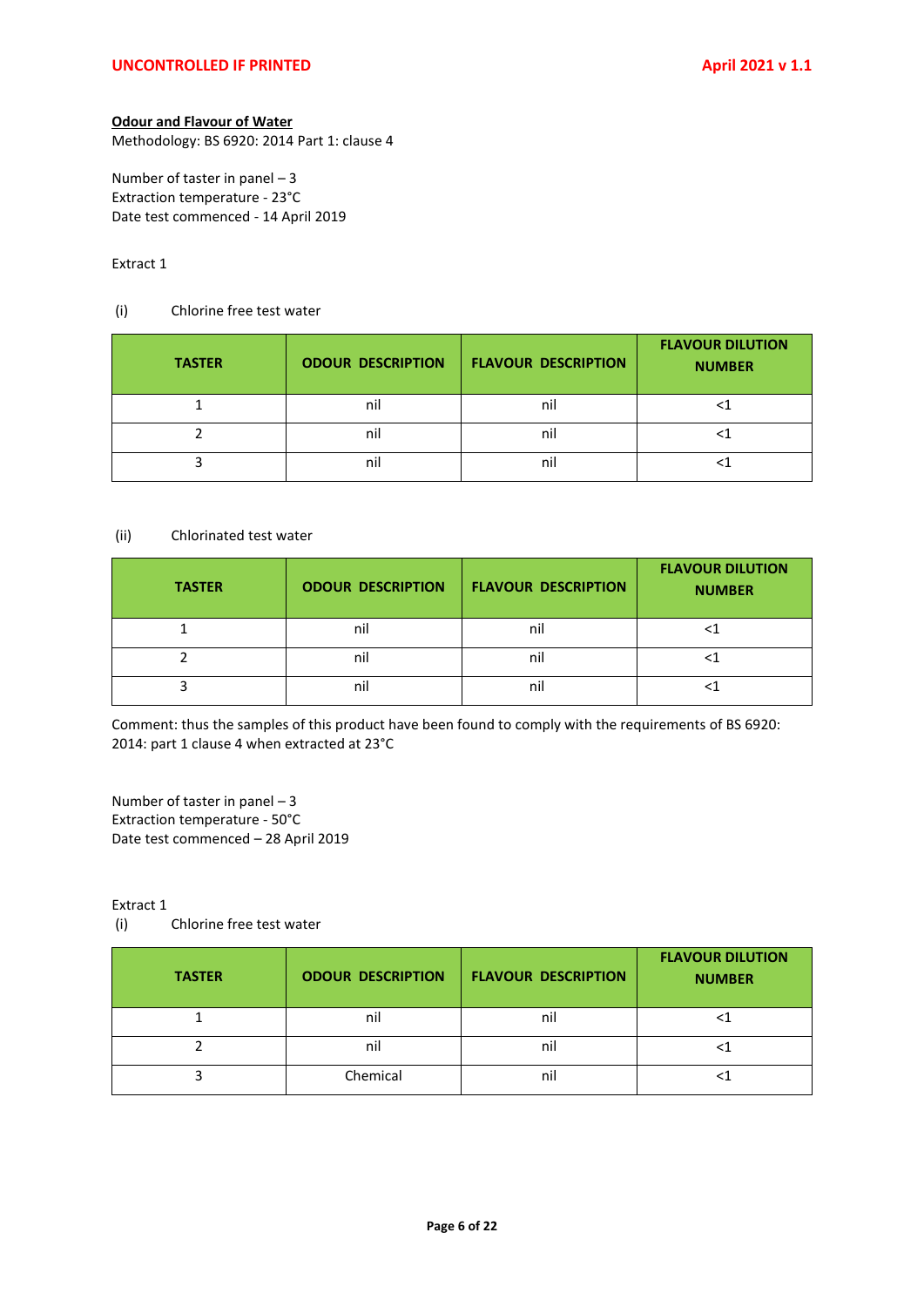**Odour and Flavour of Water**

Methodology: BS 6920: 2014 Part 1: clause 4

Number of taster in panel – 3
Extraction temperature - 23°C
Date test commenced - 14 April 2019

Extract 1

(i) Chlorine free test water

| TASTER | ODOUR DESCRIPTION | FLAVOUR DESCRIPTION | FLAVOUR DILUTION NUMBER |
|---|---|---|---|
| 1 | nil | nil | <1 |
| 2 | nil | nil | <1 |
| 3 | nil | nil | <1 |

(ii) Chlorinated test water

| TASTER | ODOUR DESCRIPTION | FLAVOUR DESCRIPTION | FLAVOUR DILUTION NUMBER |
|---|---|---|---|
| 1 | nil | nil | <1 |
| 2 | nil | nil | <1 |
| 3 | nil | nil | <1 |

Comment: thus the samples of this product have been found to comply with the requirements of BS 6920: 2014: part 1 clause 4 when extracted at 23°C

Number of taster in panel – 3
Extraction temperature - 50°C
Date test commenced – 28 April 2019

Extract 1

(i) Chlorine free test water

| TASTER | ODOUR DESCRIPTION | FLAVOUR DESCRIPTION | FLAVOUR DILUTION NUMBER |
|---|---|---|---|
| 1 | nil | nil | <1 |
| 2 | nil | nil | <1 |
| 3 | Chemical | nil | <1 |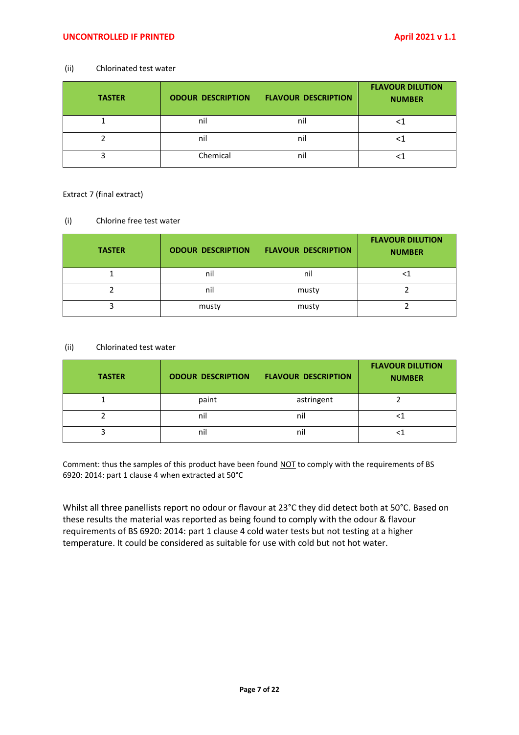(ii) Chlorinated test water

| TASTER | ODOUR DESCRIPTION | FLAVOUR DESCRIPTION | FLAVOUR DILUTION NUMBER |
|---|---|---|---|
| 1 | nil | nil | <1 |
| 2 | nil | nil | <1 |
| 3 | Chemical | nil | <1 |

Extract 7 (final extract)

(i) Chlorine free test water

| TASTER | ODOUR DESCRIPTION | FLAVOUR DESCRIPTION | FLAVOUR DILUTION NUMBER |
|---|---|---|---|
| 1 | nil | nil | <1 |
| 2 | nil | musty | 2 |
| 3 | musty | musty | 2 |

(ii) Chlorinated test water

| TASTER | ODOUR DESCRIPTION | FLAVOUR DESCRIPTION | FLAVOUR DILUTION NUMBER |
|---|---|---|---|
| 1 | paint | astringent | 2 |
| 2 | nil | nil | <1 |
| 3 | nil | nil | <1 |

Comment: thus the samples of this product have been found NOT to comply with the requirements of BS 6920: 2014: part 1 clause 4 when extracted at 50°C

Whilst all three panellists report no odour or flavour at 23°C they did detect both at 50°C. Based on these results the material was reported as being found to comply with the odour & flavour requirements of BS 6920: 2014: part 1 clause 4 cold water tests but not testing at a higher temperature. It could be considered as suitable for use with cold but not hot water.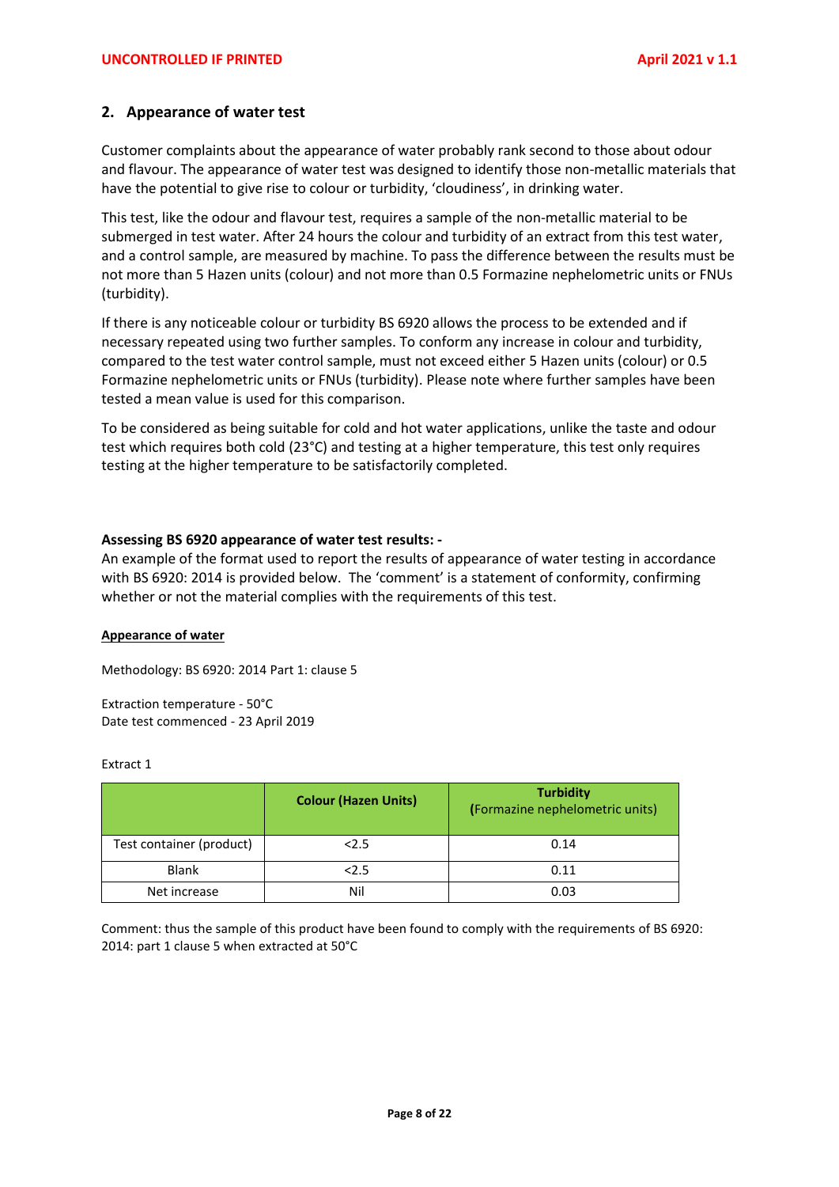## 2. Appearance of water test

Customer complaints about the appearance of water probably rank second to those about odour and flavour. The appearance of water test was designed to identify those non-metallic materials that have the potential to give rise to colour or turbidity, 'cloudiness', in drinking water.

This test, like the odour and flavour test, requires a sample of the non-metallic material to be submerged in test water. After 24 hours the colour and turbidity of an extract from this test water, and a control sample, are measured by machine. To pass the difference between the results must be not more than 5 Hazen units (colour) and not more than 0.5 Formazine nephelometric units or FNUs (turbidity).

If there is any noticeable colour or turbidity BS 6920 allows the process to be extended and if necessary repeated using two further samples. To conform any increase in colour and turbidity, compared to the test water control sample, must not exceed either 5 Hazen units (colour) or 0.5 Formazine nephelometric units or FNUs (turbidity). Please note where further samples have been tested a mean value is used for this comparison.

To be considered as being suitable for cold and hot water applications, unlike the taste and odour test which requires both cold (23°C) and testing at a higher temperature, this test only requires testing at the higher temperature to be satisfactorily completed.

**Assessing BS 6920 appearance of water test results: -**

An example of the format used to report the results of appearance of water testing in accordance with BS 6920: 2014 is provided below. The 'comment' is a statement of conformity, confirming whether or not the material complies with the requirements of this test.

**Appearance of water**

Methodology: BS 6920: 2014 Part 1: clause 5

Extraction temperature - 50°C
Date test commenced - 23 April 2019

Extract 1

| | Colour (Hazen Units) | Turbidity (Formazine nephelometric units) |
|---|---|---|
| Test container (product) | <2.5 | 0.14 |
| Blank | <2.5 | 0.11 |
| Net increase | Nil | 0.03 |

Comment: thus the sample of this product have been found to comply with the requirements of BS 6920: 2014: part 1 clause 5 when extracted at 50°C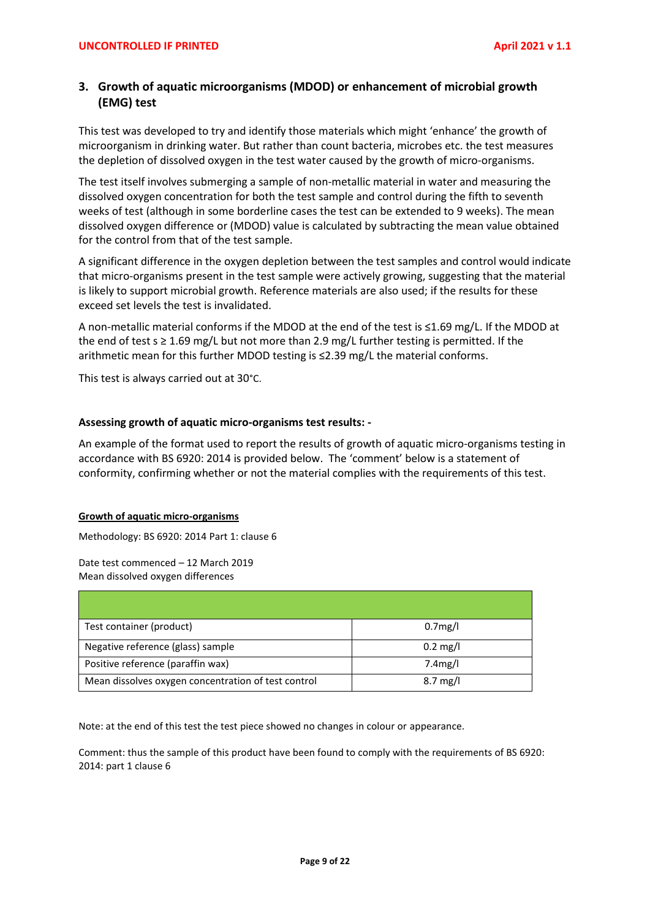## 3. Growth of aquatic microorganisms (MDOD) or enhancement of microbial growth (EMG) test

This test was developed to try and identify those materials which might 'enhance' the growth of microorganism in drinking water. But rather than count bacteria, microbes etc. the test measures the depletion of dissolved oxygen in the test water caused by the growth of micro-organisms.

The test itself involves submerging a sample of non-metallic material in water and measuring the dissolved oxygen concentration for both the test sample and control during the fifth to seventh weeks of test (although in some borderline cases the test can be extended to 9 weeks). The mean dissolved oxygen difference or (MDOD) value is calculated by subtracting the mean value obtained for the control from that of the test sample.

A significant difference in the oxygen depletion between the test samples and control would indicate that micro-organisms present in the test sample were actively growing, suggesting that the material is likely to support microbial growth. Reference materials are also used; if the results for these exceed set levels the test is invalidated.

A non-metallic material conforms if the MDOD at the end of the test is ≤1.69 mg/L. If the MDOD at the end of test s ≥ 1.69 mg/L but not more than 2.9 mg/L further testing is permitted. If the arithmetic mean for this further MDOD testing is ≤2.39 mg/L the material conforms.

This test is always carried out at 30°C.

### Assessing growth of aquatic micro-organisms test results: -

An example of the format used to report the results of growth of aquatic micro-organisms testing in accordance with BS 6920: 2014 is provided below. The 'comment' below is a statement of conformity, confirming whether or not the material complies with the requirements of this test.

**Growth of aquatic micro-organisms**

Methodology: BS 6920: 2014 Part 1: clause 6

Date test commenced – 12 March 2019
Mean dissolved oxygen differences

| | |
|---|---|
| Test container (product) | 0.7mg/l |
| Negative reference (glass) sample | 0.2 mg/l |
| Positive reference (paraffin wax) | 7.4mg/l |
| Mean dissolves oxygen concentration of test control | 8.7 mg/l |

Note: at the end of this test the test piece showed no changes in colour or appearance.

Comment: thus the sample of this product have been found to comply with the requirements of BS 6920: 2014: part 1 clause 6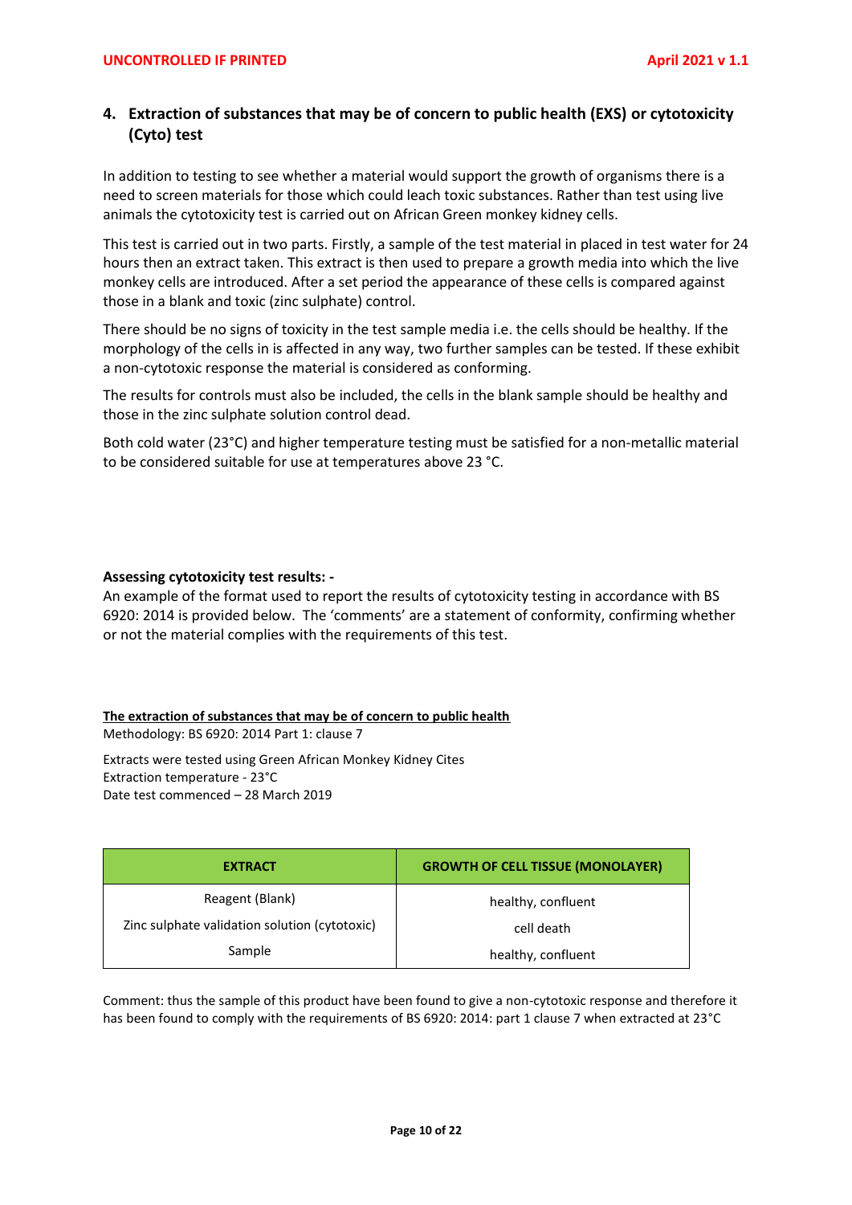## 4. Extraction of substances that may be of concern to public health (EXS) or cytotoxicity (Cyto) test

In addition to testing to see whether a material would support the growth of organisms there is a need to screen materials for those which could leach toxic substances. Rather than test using live animals the cytotoxicity test is carried out on African Green monkey kidney cells.

This test is carried out in two parts. Firstly, a sample of the test material in placed in test water for 24 hours then an extract taken. This extract is then used to prepare a growth media into which the live monkey cells are introduced. After a set period the appearance of these cells is compared against those in a blank and toxic (zinc sulphate) control.

There should be no signs of toxicity in the test sample media i.e. the cells should be healthy. If the morphology of the cells in is affected in any way, two further samples can be tested. If these exhibit a non-cytotoxic response the material is considered as conforming.

The results for controls must also be included, the cells in the blank sample should be healthy and those in the zinc sulphate solution control dead.

Both cold water (23°C) and higher temperature testing must be satisfied for a non-metallic material to be considered suitable for use at temperatures above 23 °C.

**Assessing cytotoxicity test results: -**

An example of the format used to report the results of cytotoxicity testing in accordance with BS 6920: 2014 is provided below. The 'comments' are a statement of conformity, confirming whether or not the material complies with the requirements of this test.

**The extraction of substances that may be of concern to public health**

Methodology: BS 6920: 2014 Part 1: clause 7

Extracts were tested using Green African Monkey Kidney Cites
Extraction temperature - 23°C
Date test commenced – 28 March 2019

| EXTRACT | GROWTH OF CELL TISSUE (MONOLAYER) |
|---|---|
| Reagent (Blank) | healthy, confluent |
| Zinc sulphate validation solution (cytotoxic) | cell death |
| Sample | healthy, confluent |

Comment: thus the sample of this product have been found to give a non-cytotoxic response and therefore it has been found to comply with the requirements of BS 6920: 2014: part 1 clause 7 when extracted at 23°C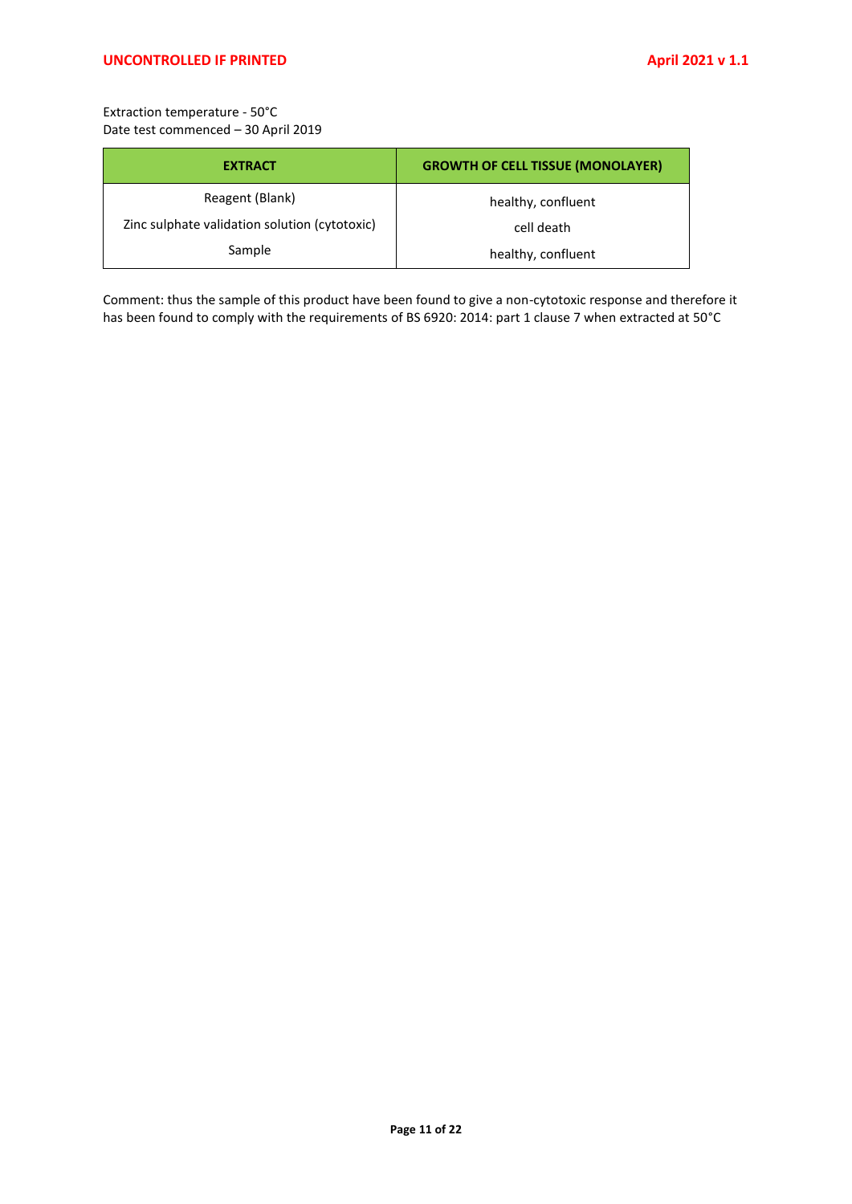Extraction temperature - 50°C
Date test commenced – 30 April 2019

| EXTRACT | GROWTH OF CELL TISSUE (MONOLAYER) |
| --- | --- |
| Reagent (Blank) | healthy, confluent |
| Zinc sulphate validation solution (cytotoxic) | cell death |
| Sample | healthy, confluent |

Comment: thus the sample of this product have been found to give a non-cytotoxic response and therefore it has been found to comply with the requirements of BS 6920: 2014: part 1 clause 7 when extracted at 50°C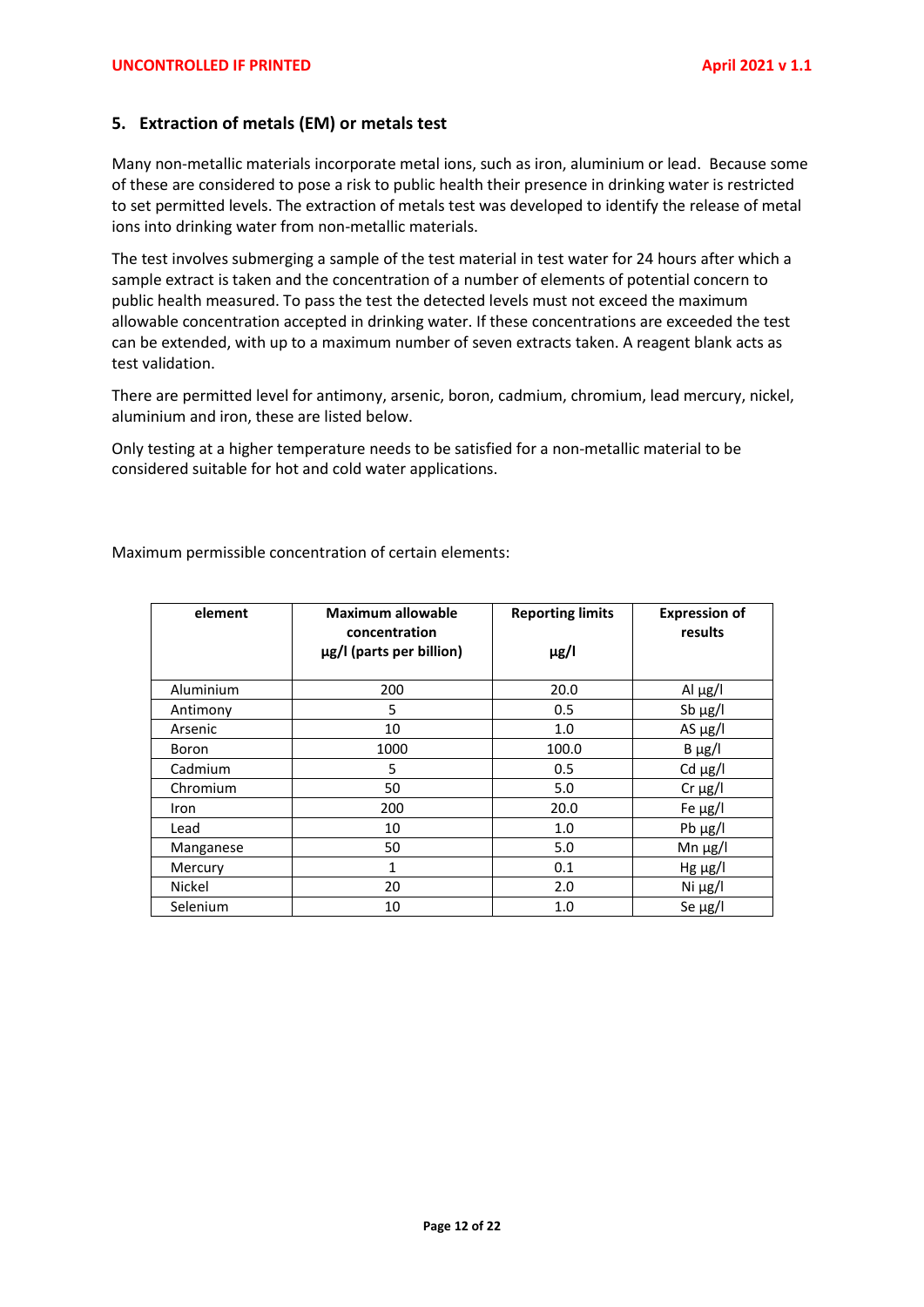## 5. Extraction of metals (EM) or metals test

Many non-metallic materials incorporate metal ions, such as iron, aluminium or lead. Because some of these are considered to pose a risk to public health their presence in drinking water is restricted to set permitted levels. The extraction of metals test was developed to identify the release of metal ions into drinking water from non-metallic materials.

The test involves submerging a sample of the test material in test water for 24 hours after which a sample extract is taken and the concentration of a number of elements of potential concern to public health measured. To pass the test the detected levels must not exceed the maximum allowable concentration accepted in drinking water. If these concentrations are exceeded the test can be extended, with up to a maximum number of seven extracts taken. A reagent blank acts as test validation.

There are permitted level for antimony, arsenic, boron, cadmium, chromium, lead mercury, nickel, aluminium and iron, these are listed below.

Only testing at a higher temperature needs to be satisfied for a non-metallic material to be considered suitable for hot and cold water applications.

Maximum permissible concentration of certain elements:

| element | Maximum allowable concentration µg/l (parts per billion) | Reporting limits µg/l | Expression of results |
|---|---|---|---|
| Aluminium | 200 | 20.0 | Al µg/l |
| Antimony | 5 | 0.5 | Sb µg/l |
| Arsenic | 10 | 1.0 | AS µg/l |
| Boron | 1000 | 100.0 | B µg/l |
| Cadmium | 5 | 0.5 | Cd µg/l |
| Chromium | 50 | 5.0 | Cr µg/l |
| Iron | 200 | 20.0 | Fe µg/l |
| Lead | 10 | 1.0 | Pb µg/l |
| Manganese | 50 | 5.0 | Mn µg/l |
| Mercury | 1 | 0.1 | Hg µg/l |
| Nickel | 20 | 2.0 | Ni µg/l |
| Selenium | 10 | 1.0 | Se µg/l |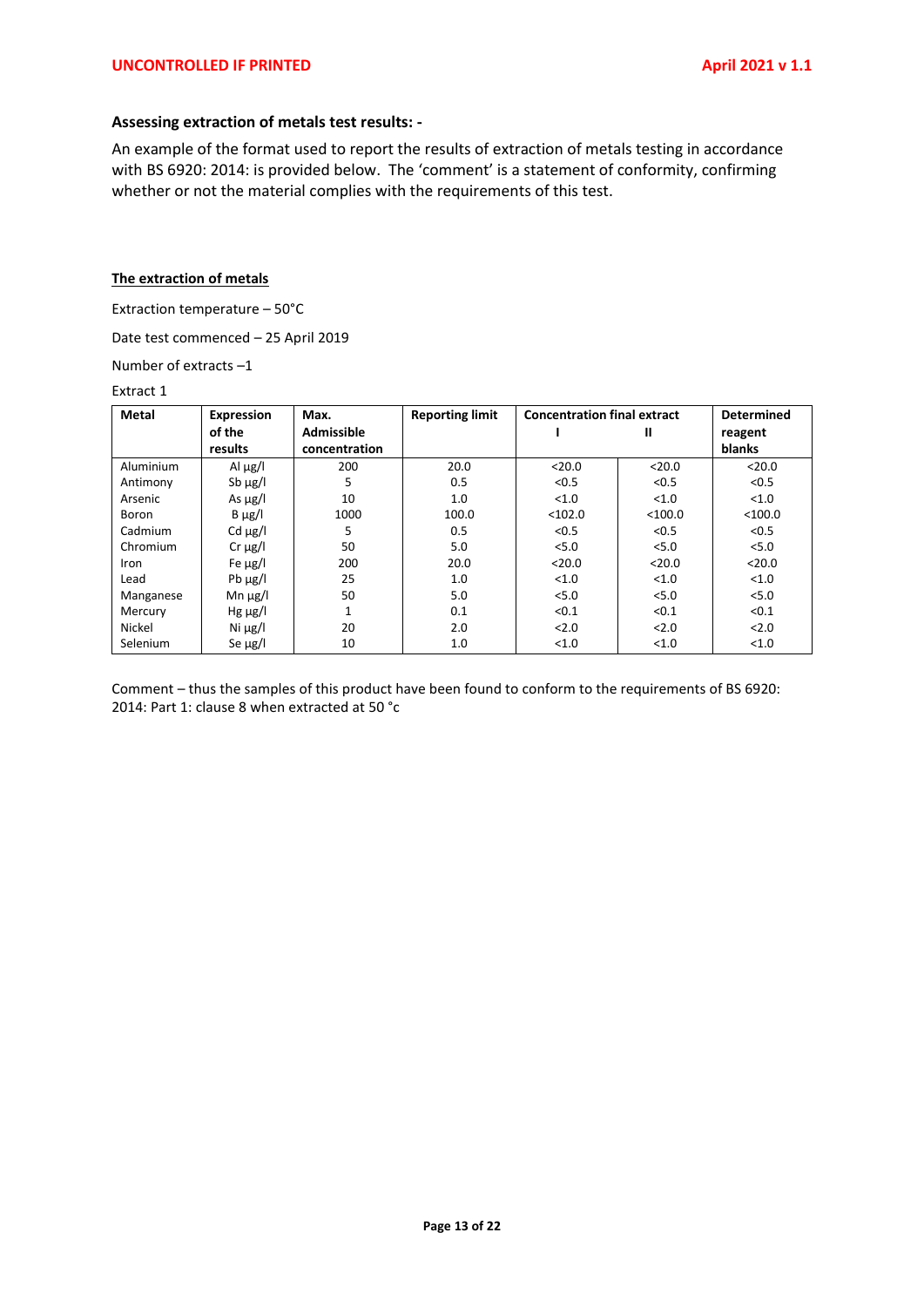## Assessing extraction of metals test results: -

An example of the format used to report the results of extraction of metals testing in accordance with BS 6920: 2014: is provided below. The 'comment' is a statement of conformity, confirming whether or not the material complies with the requirements of this test.

### The extraction of metals

Extraction temperature – 50°C

Date test commenced – 25 April 2019

Number of extracts –1

Extract 1

| Metal | Expression of the results | Max. Admissible concentration | Reporting limit | Concentration final extract I | Concentration final extract II | Determined reagent blanks |
|---|---|---|---|---|---|---|
| Aluminium | Al µg/l | 200 | 20.0 | <20.0 | <20.0 | <20.0 |
| Antimony | Sb µg/l | 5 | 0.5 | <0.5 | <0.5 | <0.5 |
| Arsenic | As µg/l | 10 | 1.0 | <1.0 | <1.0 | <1.0 |
| Boron | B µg/l | 1000 | 100.0 | <102.0 | <100.0 | <100.0 |
| Cadmium | Cd µg/l | 5 | 0.5 | <0.5 | <0.5 | <0.5 |
| Chromium | Cr µg/l | 50 | 5.0 | <5.0 | <5.0 | <5.0 |
| Iron | Fe µg/l | 200 | 20.0 | <20.0 | <20.0 | <20.0 |
| Lead | Pb µg/l | 25 | 1.0 | <1.0 | <1.0 | <1.0 |
| Manganese | Mn µg/l | 50 | 5.0 | <5.0 | <5.0 | <5.0 |
| Mercury | Hg µg/l | 1 | 0.1 | <0.1 | <0.1 | <0.1 |
| Nickel | Ni µg/l | 20 | 2.0 | <2.0 | <2.0 | <2.0 |
| Selenium | Se µg/l | 10 | 1.0 | <1.0 | <1.0 | <1.0 |

Comment – thus the samples of this product have been found to conform to the requirements of BS 6920: 2014: Part 1: clause 8 when extracted at 50 °c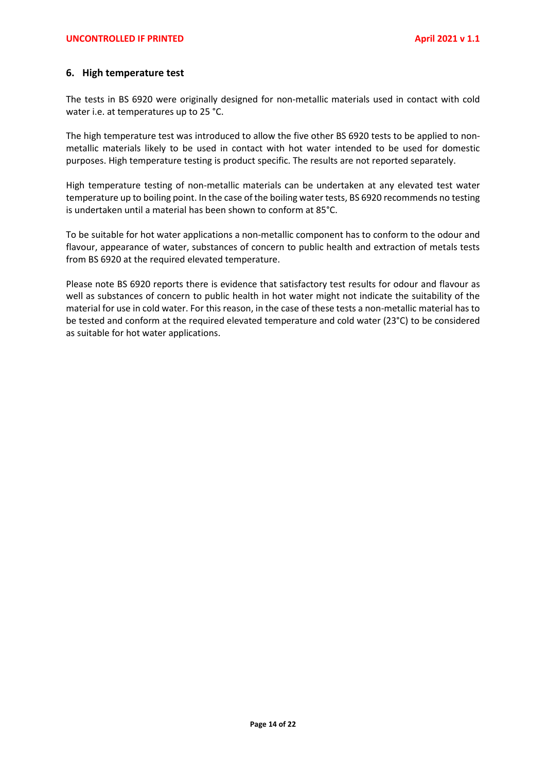## 6. High temperature test

The tests in BS 6920 were originally designed for non-metallic materials used in contact with cold water i.e. at temperatures up to 25 °C.

The high temperature test was introduced to allow the five other BS 6920 tests to be applied to non-metallic materials likely to be used in contact with hot water intended to be used for domestic purposes. High temperature testing is product specific. The results are not reported separately.

High temperature testing of non-metallic materials can be undertaken at any elevated test water temperature up to boiling point. In the case of the boiling water tests, BS 6920 recommends no testing is undertaken until a material has been shown to conform at 85°C.

To be suitable for hot water applications a non-metallic component has to conform to the odour and flavour, appearance of water, substances of concern to public health and extraction of metals tests from BS 6920 at the required elevated temperature.

Please note BS 6920 reports there is evidence that satisfactory test results for odour and flavour as well as substances of concern to public health in hot water might not indicate the suitability of the material for use in cold water. For this reason, in the case of these tests a non-metallic material has to be tested and conform at the required elevated temperature and cold water (23°C) to be considered as suitable for hot water applications.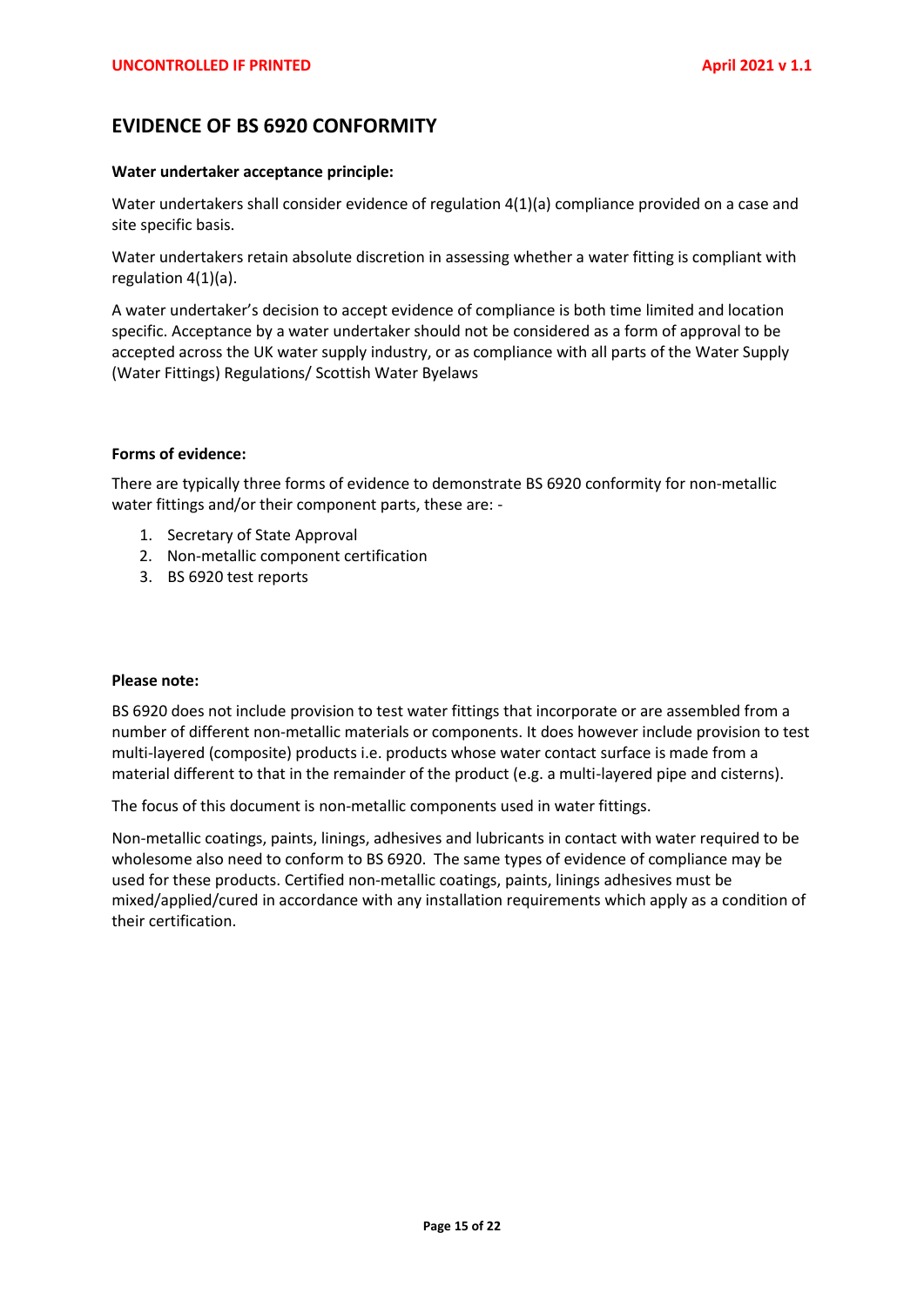## EVIDENCE OF BS 6920 CONFORMITY

**Water undertaker acceptance principle:**

Water undertakers shall consider evidence of regulation 4(1)(a) compliance provided on a case and site specific basis.

Water undertakers retain absolute discretion in assessing whether a water fitting is compliant with regulation 4(1)(a).

A water undertaker's decision to accept evidence of compliance is both time limited and location specific. Acceptance by a water undertaker should not be considered as a form of approval to be accepted across the UK water supply industry, or as compliance with all parts of the Water Supply (Water Fittings) Regulations/ Scottish Water Byelaws

**Forms of evidence:**

There are typically three forms of evidence to demonstrate BS 6920 conformity for non-metallic water fittings and/or their component parts, these are: -

1. Secretary of State Approval
2. Non-metallic component certification
3. BS 6920 test reports

**Please note:**

BS 6920 does not include provision to test water fittings that incorporate or are assembled from a number of different non-metallic materials or components. It does however include provision to test multi-layered (composite) products i.e. products whose water contact surface is made from a material different to that in the remainder of the product (e.g. a multi-layered pipe and cisterns).

The focus of this document is non-metallic components used in water fittings.

Non-metallic coatings, paints, linings, adhesives and lubricants in contact with water required to be wholesome also need to conform to BS 6920. The same types of evidence of compliance may be used for these products. Certified non-metallic coatings, paints, linings adhesives must be mixed/applied/cured in accordance with any installation requirements which apply as a condition of their certification.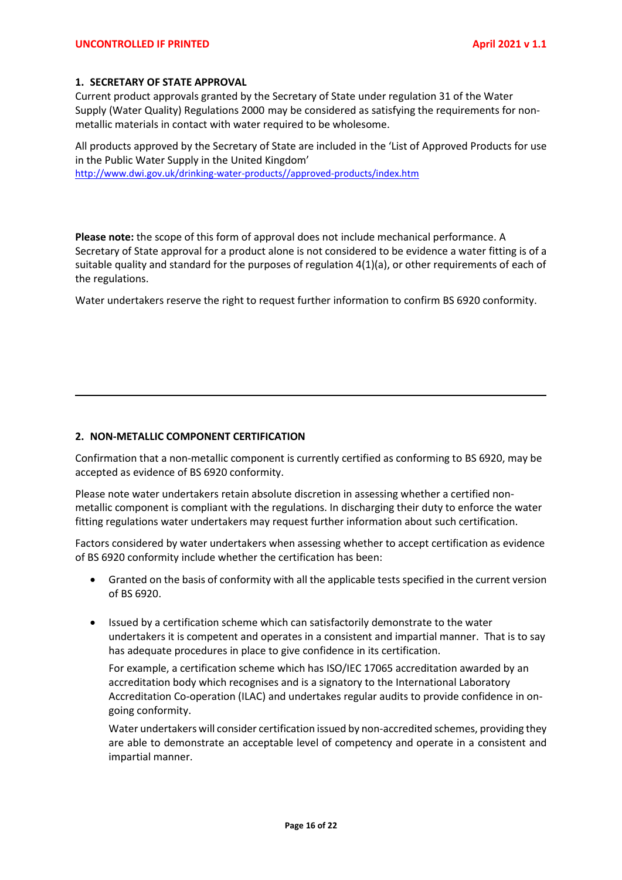## 1. SECRETARY OF STATE APPROVAL

Current product approvals granted by the Secretary of State under regulation 31 of the Water Supply (Water Quality) Regulations 2000 may be considered as satisfying the requirements for non-metallic materials in contact with water required to be wholesome.

All products approved by the Secretary of State are included in the 'List of Approved Products for use in the Public Water Supply in the United Kingdom'
http://www.dwi.gov.uk/drinking-water-products//approved-products/index.htm

**Please note:** the scope of this form of approval does not include mechanical performance. A Secretary of State approval for a product alone is not considered to be evidence a water fitting is of a suitable quality and standard for the purposes of regulation 4(1)(a), or other requirements of each of the regulations.

Water undertakers reserve the right to request further information to confirm BS 6920 conformity.

---

## 2. NON-METALLIC COMPONENT CERTIFICATION

Confirmation that a non-metallic component is currently certified as conforming to BS 6920, may be accepted as evidence of BS 6920 conformity.

Please note water undertakers retain absolute discretion in assessing whether a certified non-metallic component is compliant with the regulations. In discharging their duty to enforce the water fitting regulations water undertakers may request further information about such certification.

Factors considered by water undertakers when assessing whether to accept certification as evidence of BS 6920 conformity include whether the certification has been:

- Granted on the basis of conformity with all the applicable tests specified in the current version of BS 6920.

- Issued by a certification scheme which can satisfactorily demonstrate to the water undertakers it is competent and operates in a consistent and impartial manner. That is to say has adequate procedures in place to give confidence in its certification.

  For example, a certification scheme which has ISO/IEC 17065 accreditation awarded by an accreditation body which recognises and is a signatory to the International Laboratory Accreditation Co-operation (ILAC) and undertakes regular audits to provide confidence in on-going conformity.

  Water undertakers will consider certification issued by non-accredited schemes, providing they are able to demonstrate an acceptable level of competency and operate in a consistent and impartial manner.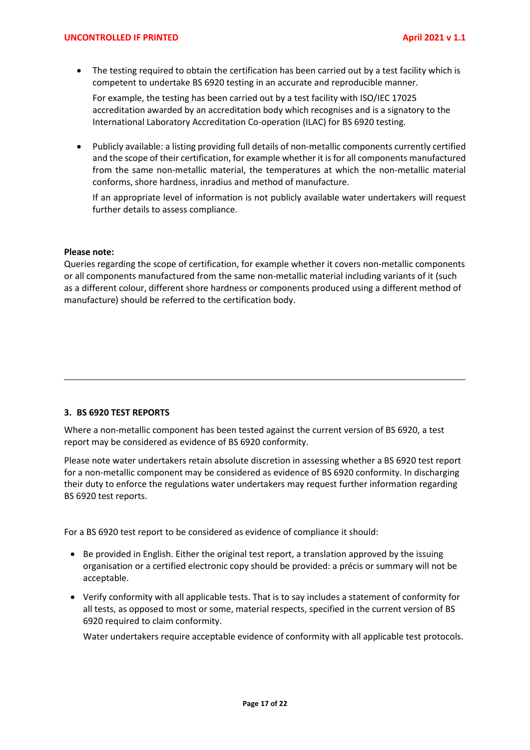- The testing required to obtain the certification has been carried out by a test facility which is competent to undertake BS 6920 testing in an accurate and reproducible manner.

  For example, the testing has been carried out by a test facility with ISO/IEC 17025 accreditation awarded by an accreditation body which recognises and is a signatory to the International Laboratory Accreditation Co-operation (ILAC) for BS 6920 testing.

- Publicly available: a listing providing full details of non-metallic components currently certified and the scope of their certification, for example whether it is for all components manufactured from the same non-metallic material, the temperatures at which the non-metallic material conforms, shore hardness, inradius and method of manufacture.

  If an appropriate level of information is not publicly available water undertakers will request further details to assess compliance.

**Please note:**
Queries regarding the scope of certification, for example whether it covers non-metallic components or all components manufactured from the same non-metallic material including variants of it (such as a different colour, different shore hardness or components produced using a different method of manufacture) should be referred to the certification body.

---

## 3. BS 6920 TEST REPORTS

Where a non-metallic component has been tested against the current version of BS 6920, a test report may be considered as evidence of BS 6920 conformity.

Please note water undertakers retain absolute discretion in assessing whether a BS 6920 test report for a non-metallic component may be considered as evidence of BS 6920 conformity. In discharging their duty to enforce the regulations water undertakers may request further information regarding BS 6920 test reports.

For a BS 6920 test report to be considered as evidence of compliance it should:

- Be provided in English. Either the original test report, a translation approved by the issuing organisation or a certified electronic copy should be provided: a précis or summary will not be acceptable.

- Verify conformity with all applicable tests. That is to say includes a statement of conformity for all tests, as opposed to most or some, material respects, specified in the current version of BS 6920 required to claim conformity.

  Water undertakers require acceptable evidence of conformity with all applicable test protocols.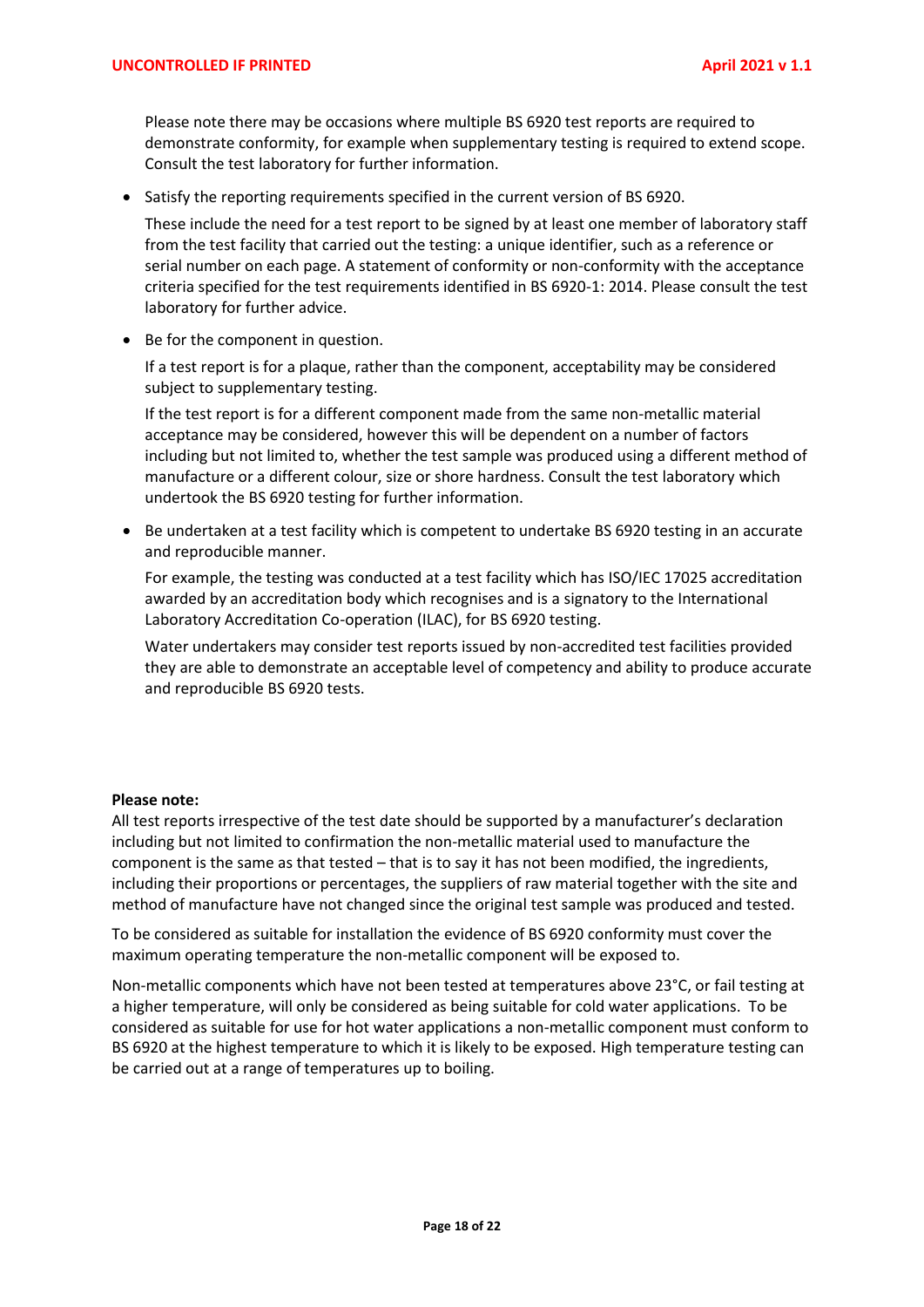Please note there may be occasions where multiple BS 6920 test reports are required to demonstrate conformity, for example when supplementary testing is required to extend scope. Consult the test laboratory for further information.

- Satisfy the reporting requirements specified in the current version of BS 6920.

  These include the need for a test report to be signed by at least one member of laboratory staff from the test facility that carried out the testing: a unique identifier, such as a reference or serial number on each page. A statement of conformity or non-conformity with the acceptance criteria specified for the test requirements identified in BS 6920-1: 2014. Please consult the test laboratory for further advice.

- Be for the component in question.

  If a test report is for a plaque, rather than the component, acceptability may be considered subject to supplementary testing.

  If the test report is for a different component made from the same non-metallic material acceptance may be considered, however this will be dependent on a number of factors including but not limited to, whether the test sample was produced using a different method of manufacture or a different colour, size or shore hardness. Consult the test laboratory which undertook the BS 6920 testing for further information.

- Be undertaken at a test facility which is competent to undertake BS 6920 testing in an accurate and reproducible manner.

  For example, the testing was conducted at a test facility which has ISO/IEC 17025 accreditation awarded by an accreditation body which recognises and is a signatory to the International Laboratory Accreditation Co-operation (ILAC), for BS 6920 testing.

  Water undertakers may consider test reports issued by non-accredited test facilities provided they are able to demonstrate an acceptable level of competency and ability to produce accurate and reproducible BS 6920 tests.

**Please note:**

All test reports irrespective of the test date should be supported by a manufacturer's declaration including but not limited to confirmation the non-metallic material used to manufacture the component is the same as that tested – that is to say it has not been modified, the ingredients, including their proportions or percentages, the suppliers of raw material together with the site and method of manufacture have not changed since the original test sample was produced and tested.

To be considered as suitable for installation the evidence of BS 6920 conformity must cover the maximum operating temperature the non-metallic component will be exposed to.

Non-metallic components which have not been tested at temperatures above 23°C, or fail testing at a higher temperature, will only be considered as being suitable for cold water applications. To be considered as suitable for use for hot water applications a non-metallic component must conform to BS 6920 at the highest temperature to which it is likely to be exposed. High temperature testing can be carried out at a range of temperatures up to boiling.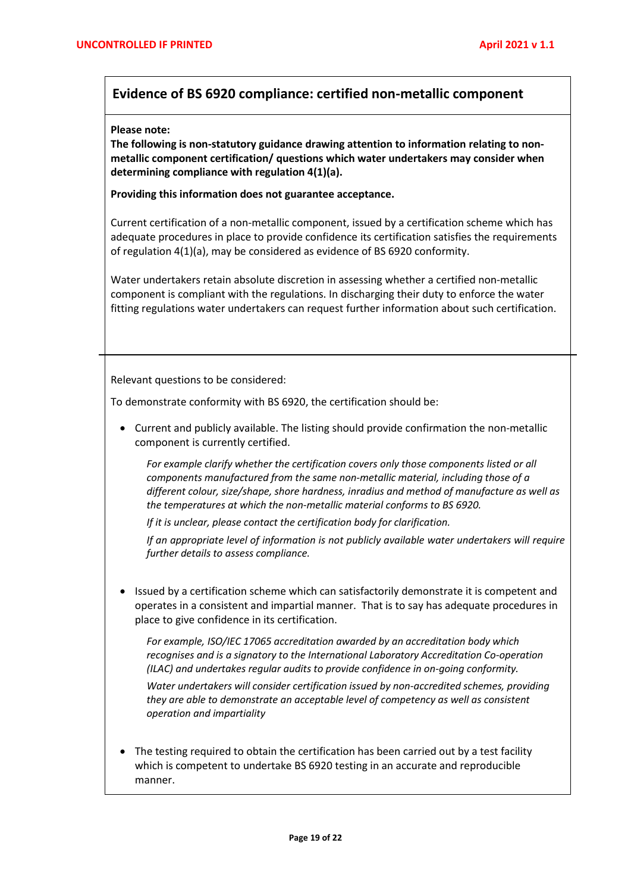## Evidence of BS 6920 compliance: certified non-metallic component

**Please note:**

**The following is non-statutory guidance drawing attention to information relating to non-metallic component certification/ questions which water undertakers may consider when determining compliance with regulation 4(1)(a).**

**Providing this information does not guarantee acceptance.**

Current certification of a non-metallic component, issued by a certification scheme which has adequate procedures in place to provide confidence its certification satisfies the requirements of regulation 4(1)(a), may be considered as evidence of BS 6920 conformity.

Water undertakers retain absolute discretion in assessing whether a certified non-metallic component is compliant with the regulations. In discharging their duty to enforce the water fitting regulations water undertakers can request further information about such certification.

Relevant questions to be considered:

To demonstrate conformity with BS 6920, the certification should be:

- Current and publicly available. The listing should provide confirmation the non-metallic component is currently certified.

  *For example clarify whether the certification covers only those components listed or all components manufactured from the same non-metallic material, including those of a different colour, size/shape, shore hardness, inradius and method of manufacture as well as the temperatures at which the non-metallic material conforms to BS 6920.*

  *If it is unclear, please contact the certification body for clarification.*

  *If an appropriate level of information is not publicly available water undertakers will require further details to assess compliance.*

- Issued by a certification scheme which can satisfactorily demonstrate it is competent and operates in a consistent and impartial manner. That is to say has adequate procedures in place to give confidence in its certification.

  *For example, ISO/IEC 17065 accreditation awarded by an accreditation body which recognises and is a signatory to the International Laboratory Accreditation Co-operation (ILAC) and undertakes regular audits to provide confidence in on-going conformity.*

  *Water undertakers will consider certification issued by non-accredited schemes, providing they are able to demonstrate an acceptable level of competency as well as consistent operation and impartiality*

- The testing required to obtain the certification has been carried out by a test facility which is competent to undertake BS 6920 testing in an accurate and reproducible manner.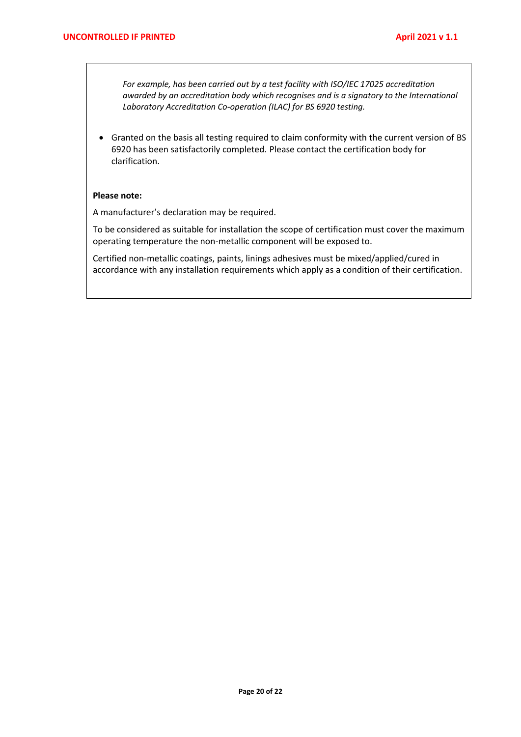*For example, has been carried out by a test facility with ISO/IEC 17025 accreditation awarded by an accreditation body which recognises and is a signatory to the International Laboratory Accreditation Co-operation (ILAC) for BS 6920 testing.*

- Granted on the basis all testing required to claim conformity with the current version of BS 6920 has been satisfactorily completed. Please contact the certification body for clarification.

**Please note:**

A manufacturer's declaration may be required.

To be considered as suitable for installation the scope of certification must cover the maximum operating temperature the non-metallic component will be exposed to.

Certified non-metallic coatings, paints, linings adhesives must be mixed/applied/cured in accordance with any installation requirements which apply as a condition of their certification.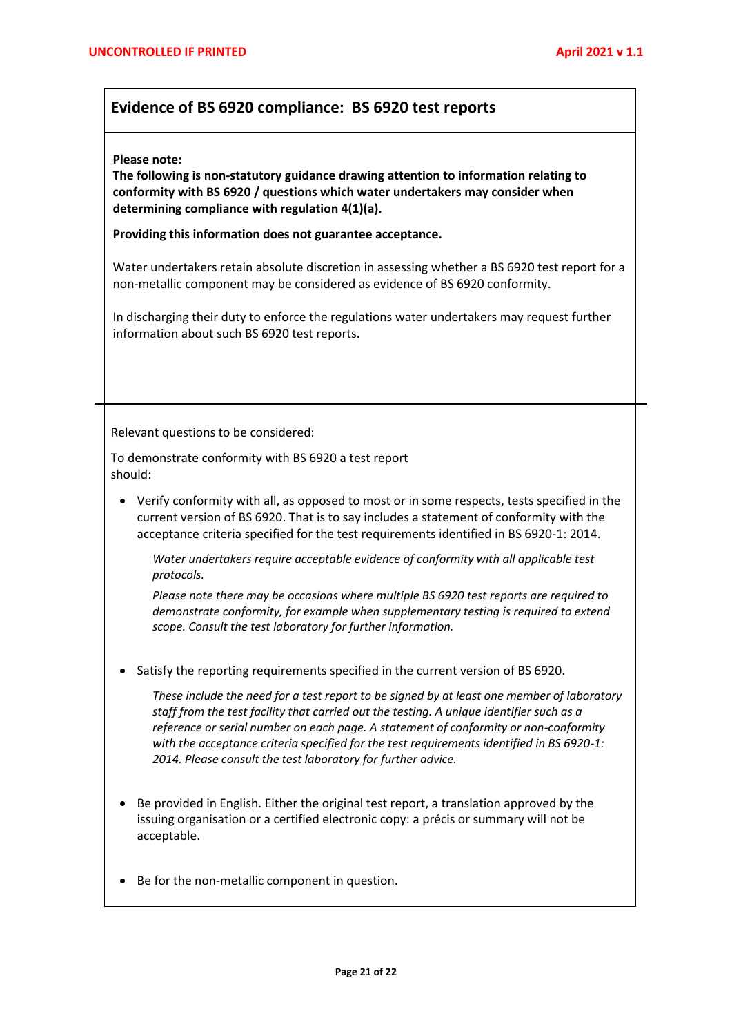## Evidence of BS 6920 compliance: BS 6920 test reports

**Please note:**
**The following is non-statutory guidance drawing attention to information relating to conformity with BS 6920 / questions which water undertakers may consider when determining compliance with regulation 4(1)(a).**

**Providing this information does not guarantee acceptance.**

Water undertakers retain absolute discretion in assessing whether a BS 6920 test report for a non-metallic component may be considered as evidence of BS 6920 conformity.

In discharging their duty to enforce the regulations water undertakers may request further information about such BS 6920 test reports.

Relevant questions to be considered:

To demonstrate conformity with BS 6920 a test report should:

- Verify conformity with all, as opposed to most or in some respects, tests specified in the current version of BS 6920. That is to say includes a statement of conformity with the acceptance criteria specified for the test requirements identified in BS 6920-1: 2014.

  *Water undertakers require acceptable evidence of conformity with all applicable test protocols.*

  *Please note there may be occasions where multiple BS 6920 test reports are required to demonstrate conformity, for example when supplementary testing is required to extend scope. Consult the test laboratory for further information.*

- Satisfy the reporting requirements specified in the current version of BS 6920.

  *These include the need for a test report to be signed by at least one member of laboratory staff from the test facility that carried out the testing. A unique identifier such as a reference or serial number on each page. A statement of conformity or non-conformity with the acceptance criteria specified for the test requirements identified in BS 6920-1: 2014. Please consult the test laboratory for further advice.*

- Be provided in English. Either the original test report, a translation approved by the issuing organisation or a certified electronic copy: a précis or summary will not be acceptable.

- Be for the non-metallic component in question.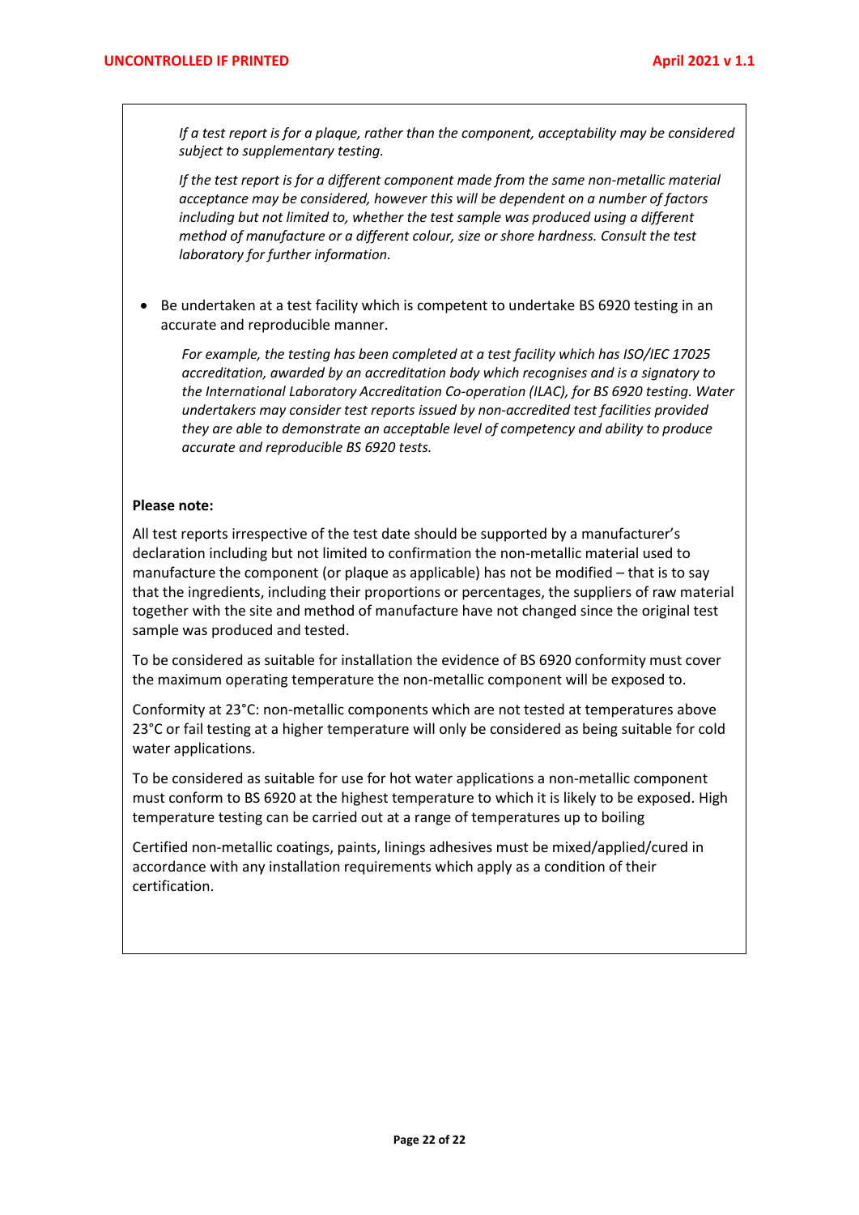*If a test report is for a plaque, rather than the component, acceptability may be considered subject to supplementary testing.*

*If the test report is for a different component made from the same non-metallic material acceptance may be considered, however this will be dependent on a number of factors including but not limited to, whether the test sample was produced using a different method of manufacture or a different colour, size or shore hardness. Consult the test laboratory for further information.*

- Be undertaken at a test facility which is competent to undertake BS 6920 testing in an accurate and reproducible manner.

  *For example, the testing has been completed at a test facility which has ISO/IEC 17025 accreditation, awarded by an accreditation body which recognises and is a signatory to the International Laboratory Accreditation Co-operation (ILAC), for BS 6920 testing. Water undertakers may consider test reports issued by non-accredited test facilities provided they are able to demonstrate an acceptable level of competency and ability to produce accurate and reproducible BS 6920 tests.*

**Please note:**

All test reports irrespective of the test date should be supported by a manufacturer's declaration including but not limited to confirmation the non-metallic material used to manufacture the component (or plaque as applicable) has not be modified – that is to say that the ingredients, including their proportions or percentages, the suppliers of raw material together with the site and method of manufacture have not changed since the original test sample was produced and tested.

To be considered as suitable for installation the evidence of BS 6920 conformity must cover the maximum operating temperature the non-metallic component will be exposed to.

Conformity at 23°C: non-metallic components which are not tested at temperatures above 23°C or fail testing at a higher temperature will only be considered as being suitable for cold water applications.

To be considered as suitable for use for hot water applications a non-metallic component must conform to BS 6920 at the highest temperature to which it is likely to be exposed. High temperature testing can be carried out at a range of temperatures up to boiling

Certified non-metallic coatings, paints, linings adhesives must be mixed/applied/cured in accordance with any installation requirements which apply as a condition of their certification.